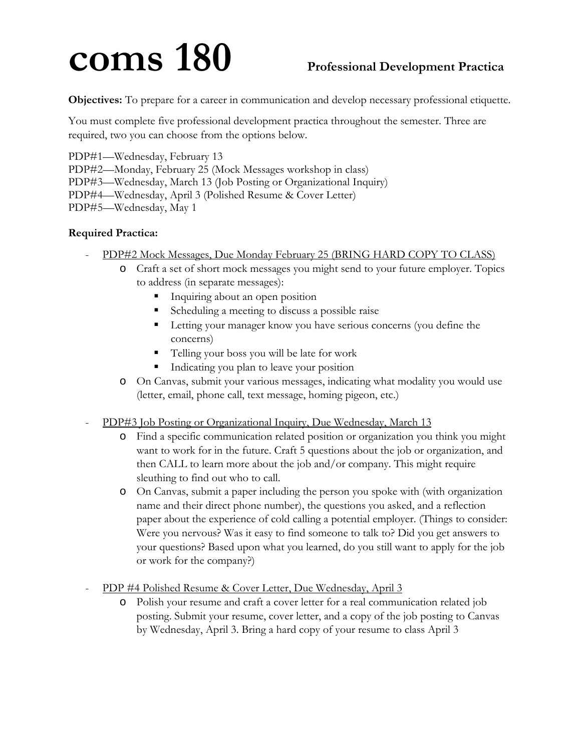# coms 180

**Professional Development Practica**

**Objectives:** To prepare for a career in communication and develop necessary professional etiquette.

You must complete five professional development practica throughout the semester. Three are required, two you can choose from the options below.

PDP#1—Wednesday, February 13
PDP#2—Monday, February 25 (Mock Messages workshop in class)
PDP#3—Wednesday, March 13 (Job Posting or Organizational Inquiry)
PDP#4—Wednesday, April 3 (Polished Resume & Cover Letter)
PDP#5—Wednesday, May 1

**Required Practica:**

- <u>PDP#2 Mock Messages, Due Monday February 25 (BRING HARD COPY TO CLASS)</u>
  - Craft a set of short mock messages you might send to your future employer. Topics to address (in separate messages):
    - Inquiring about an open position
    - Scheduling a meeting to discuss a possible raise
    - Letting your manager know you have serious concerns (you define the concerns)
    - Telling your boss you will be late for work
    - Indicating you plan to leave your position
  - On Canvas, submit your various messages, indicating what modality you would use (letter, email, phone call, text message, homing pigeon, etc.)

- <u>PDP#3 Job Posting or Organizational Inquiry, Due Wednesday, March 13</u>
  - Find a specific communication related position or organization you think you might want to work for in the future. Craft 5 questions about the job or organization, and then CALL to learn more about the job and/or company. This might require sleuthing to find out who to call.
  - On Canvas, submit a paper including the person you spoke with (with organization name and their direct phone number), the questions you asked, and a reflection paper about the experience of cold calling a potential employer. (Things to consider: Were you nervous? Was it easy to find someone to talk to? Did you get answers to your questions? Based upon what you learned, do you still want to apply for the job or work for the company?)

- <u>PDP #4 Polished Resume & Cover Letter, Due Wednesday, April 3</u>
  - Polish your resume and craft a cover letter for a real communication related job posting. Submit your resume, cover letter, and a copy of the job posting to Canvas by Wednesday, April 3. Bring a hard copy of your resume to class April 3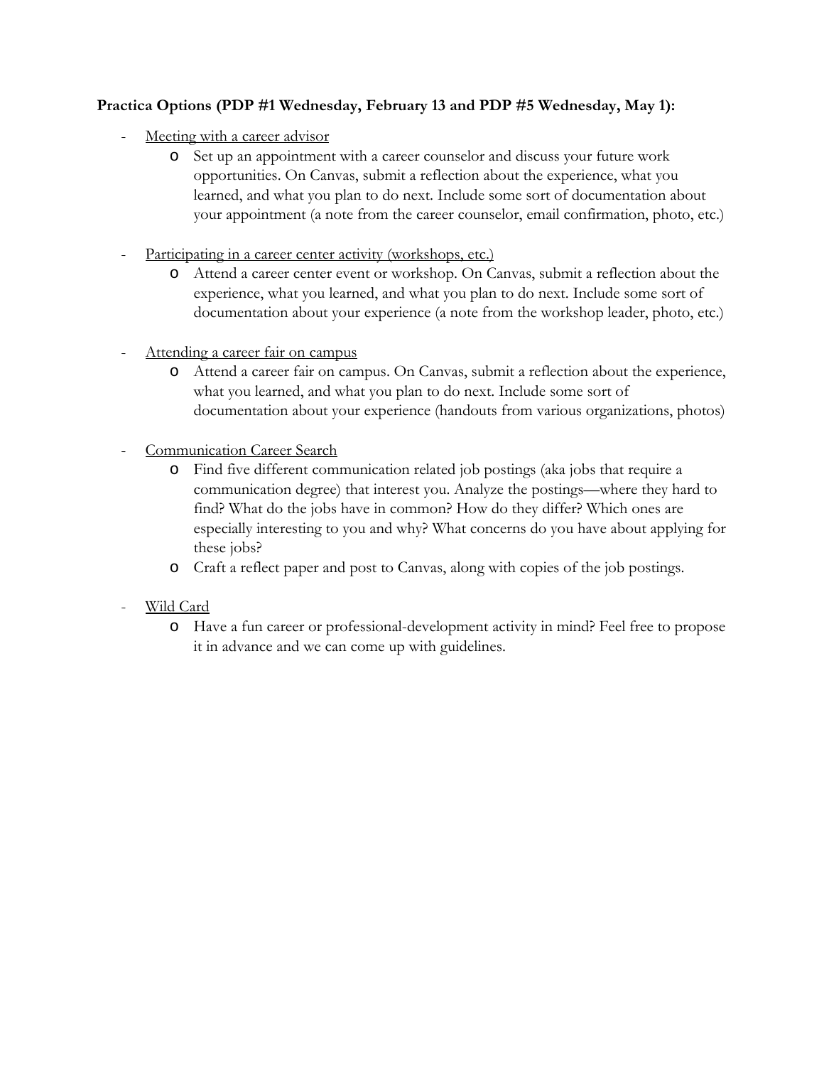**Practica Options (PDP #1 Wednesday, February 13 and PDP #5 Wednesday, May 1):**

- Meeting with a career advisor
  - Set up an appointment with a career counselor and discuss your future work opportunities. On Canvas, submit a reflection about the experience, what you learned, and what you plan to do next. Include some sort of documentation about your appointment (a note from the career counselor, email confirmation, photo, etc.)

- Participating in a career center activity (workshops, etc.)
  - Attend a career center event or workshop. On Canvas, submit a reflection about the experience, what you learned, and what you plan to do next. Include some sort of documentation about your experience (a note from the workshop leader, photo, etc.)

- Attending a career fair on campus
  - Attend a career fair on campus. On Canvas, submit a reflection about the experience, what you learned, and what you plan to do next. Include some sort of documentation about your experience (handouts from various organizations, photos)

- Communication Career Search
  - Find five different communication related job postings (aka jobs that require a communication degree) that interest you. Analyze the postings—where they hard to find? What do the jobs have in common? How do they differ? Which ones are especially interesting to you and why? What concerns do you have about applying for these jobs?
  - Craft a reflect paper and post to Canvas, along with copies of the job postings.

- Wild Card
  - Have a fun career or professional-development activity in mind? Feel free to propose it in advance and we can come up with guidelines.